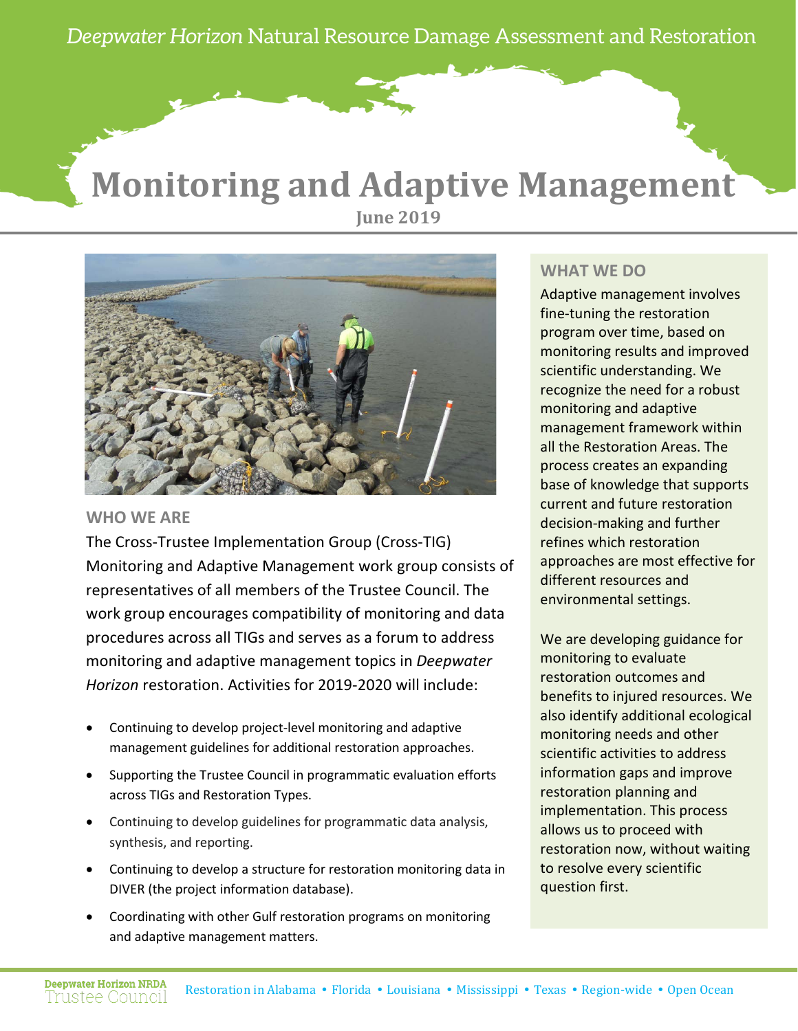*Deepwater Horizon* Natural Resource Damage Assessment and Restoration

# Monitoring and Adaptive Management

**June 2019**

## WHO WE ARE

The Cross-Trustee Implementation Group (Cross-TIG) Monitoring and Adaptive Management work group consists of representatives of all members of the Trustee Council. The work group encourages compatibility of monitoring and data procedures across all TIGs and serves as a forum to address monitoring and adaptive management topics in *Deepwater Horizon* restoration. Activities for 2019-2020 will include:

- Continuing to develop project-level monitoring and adaptive management guidelines for additional restoration approaches.
- Supporting the Trustee Council in programmatic evaluation efforts across TIGs and Restoration Types.
- Continuing to develop guidelines for programmatic data analysis, synthesis, and reporting.
- Continuing to develop a structure for restoration monitoring data in DIVER (the project information database).
- Coordinating with other Gulf restoration programs on monitoring and adaptive management matters.

## WHAT WE DO

Adaptive management involves fine-tuning the restoration program over time, based on monitoring results and improved scientific understanding. We recognize the need for a robust monitoring and adaptive management framework within all the Restoration Areas. The process creates an expanding base of knowledge that supports current and future restoration decision-making and further refines which restoration approaches are most effective for different resources and environmental settings.

We are developing guidance for monitoring to evaluate restoration outcomes and benefits to injured resources. We also identify additional ecological monitoring needs and other scientific activities to address information gaps and improve restoration planning and implementation. This process allows us to proceed with restoration now, without waiting to resolve every scientific question first.

Deepwater Horizon NRDA Trustee Council

Restoration in Alabama • Florida • Louisiana • Mississippi • Texas • Region-wide • Open Ocean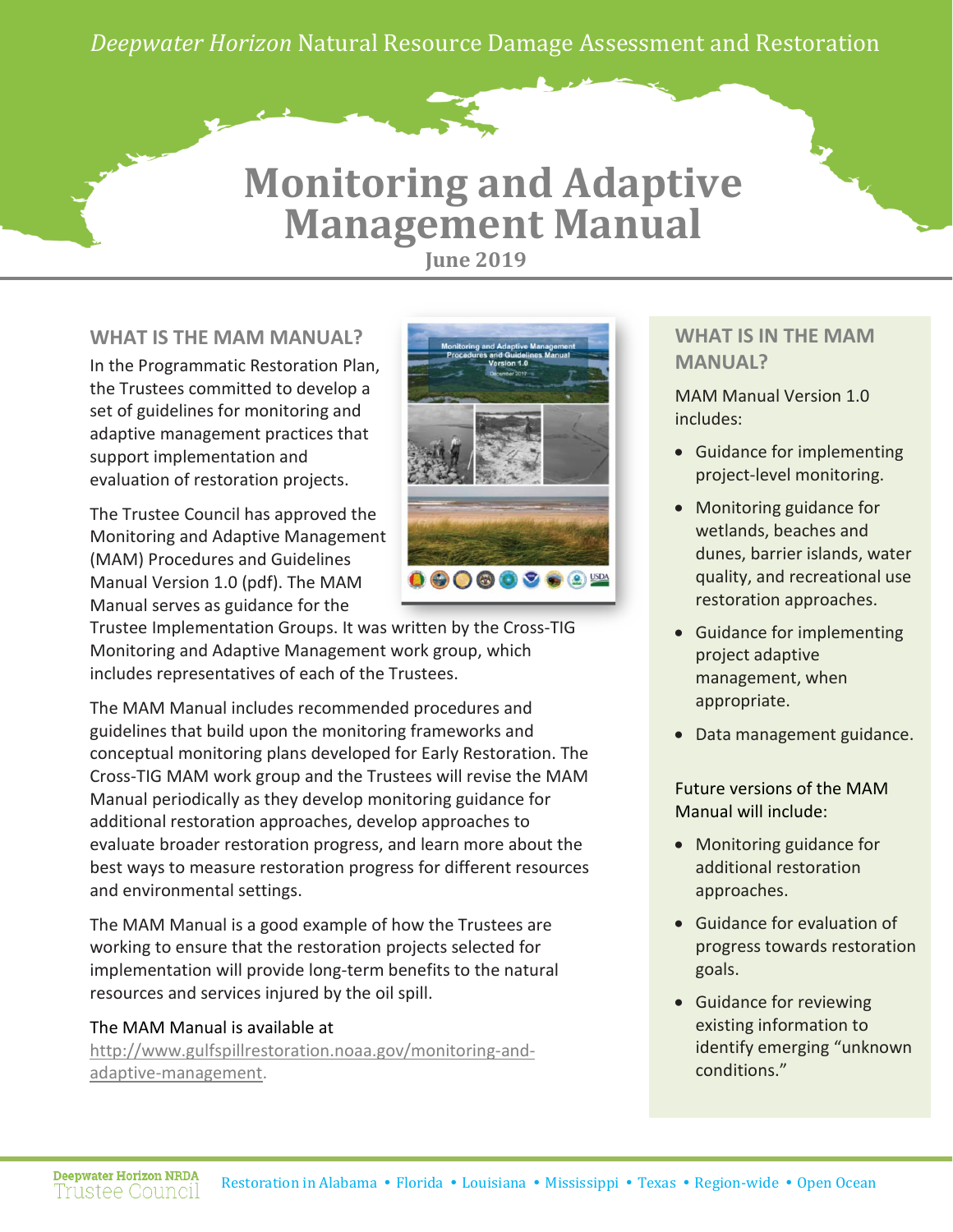*Deepwater Horizon* Natural Resource Damage Assessment and Restoration

# Monitoring and Adaptive Management Manual

**June 2019**

## WHAT IS THE MAM MANUAL?

In the Programmatic Restoration Plan, the Trustees committed to develop a set of guidelines for monitoring and adaptive management practices that support implementation and evaluation of restoration projects.

The Trustee Council has approved the Monitoring and Adaptive Management (MAM) Procedures and Guidelines Manual Version 1.0 (pdf). The MAM Manual serves as guidance for the Trustee Implementation Groups. It was written by the Cross-TIG Monitoring and Adaptive Management work group, which includes representatives of each of the Trustees.

The MAM Manual includes recommended procedures and guidelines that build upon the monitoring frameworks and conceptual monitoring plans developed for Early Restoration. The Cross-TIG MAM work group and the Trustees will revise the MAM Manual periodically as they develop monitoring guidance for additional restoration approaches, develop approaches to evaluate broader restoration progress, and learn more about the best ways to measure restoration progress for different resources and environmental settings.

The MAM Manual is a good example of how the Trustees are working to ensure that the restoration projects selected for implementation will provide long-term benefits to the natural resources and services injured by the oil spill.

The MAM Manual is available at http://www.gulfspillrestoration.noaa.gov/monitoring-and-adaptive-management.

## WHAT IS IN THE MAM MANUAL?

MAM Manual Version 1.0 includes:

- Guidance for implementing project-level monitoring.
- Monitoring guidance for wetlands, beaches and dunes, barrier islands, water quality, and recreational use restoration approaches.
- Guidance for implementing project adaptive management, when appropriate.
- Data management guidance.

Future versions of the MAM Manual will include:

- Monitoring guidance for additional restoration approaches.
- Guidance for evaluation of progress towards restoration goals.
- Guidance for reviewing existing information to identify emerging "unknown conditions."

Deepwater Horizon NRDA Trustee Council

Restoration in Alabama • Florida • Louisiana • Mississippi • Texas • Region-wide • Open Ocean